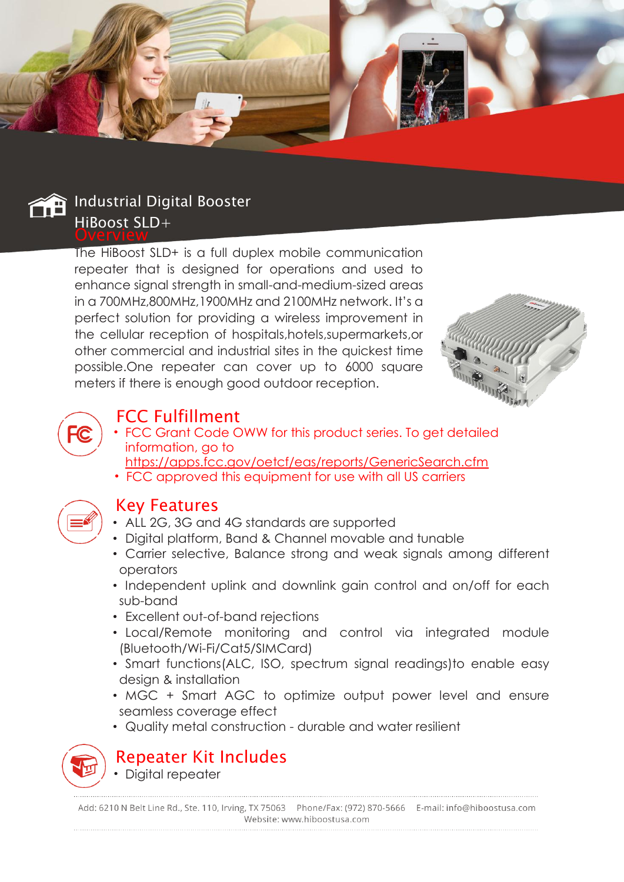# Industrial Digital Booster

## HiBoost SLD+

## Overview

The HiBoost SLD+ is a full duplex mobile communication repeater that is designed for operations and used to enhance signal strength in small-and-medium-sized areas in a 700MHz,800MHz,1900MHz and 2100MHz network. It's a perfect solution for providing a wireless improvement in the cellular reception of hospitals,hotels,supermarkets,or other commercial and industrial sites in the quickest time possible.One repeater can cover up to 6000 square meters if there is enough good outdoor reception.

## FCC Fulfillment

- FCC Grant Code OWW for this product series. To get detailed information, go to https://apps.fcc.gov/oetcf/eas/reports/GenericSearch.cfm
- FCC approved this equipment for use with all US carriers

## Key Features

- ALL 2G, 3G and 4G standards are supported
- Digital platform, Band & Channel movable and tunable
- Carrier selective, Balance strong and weak signals among different operators
- Independent uplink and downlink gain control and on/off for each sub-band
- Excellent out-of-band rejections
- Local/Remote monitoring and control via integrated module (Bluetooth/Wi-Fi/Cat5/SIMCard)
- Smart functions(ALC, ISO, spectrum signal readings)to enable easy design & installation
- MGC + Smart AGC to optimize output power level and ensure seamless coverage effect
- Quality metal construction - durable and water resilient

## Repeater Kit Includes

- Digital repeater

Add: 6210 N Belt Line Rd., Ste. 110, Irving, TX 75063 Phone/Fax: (972) 870-5666 E-mail: info@hiboostusa.com
Website: www.hiboostusa.com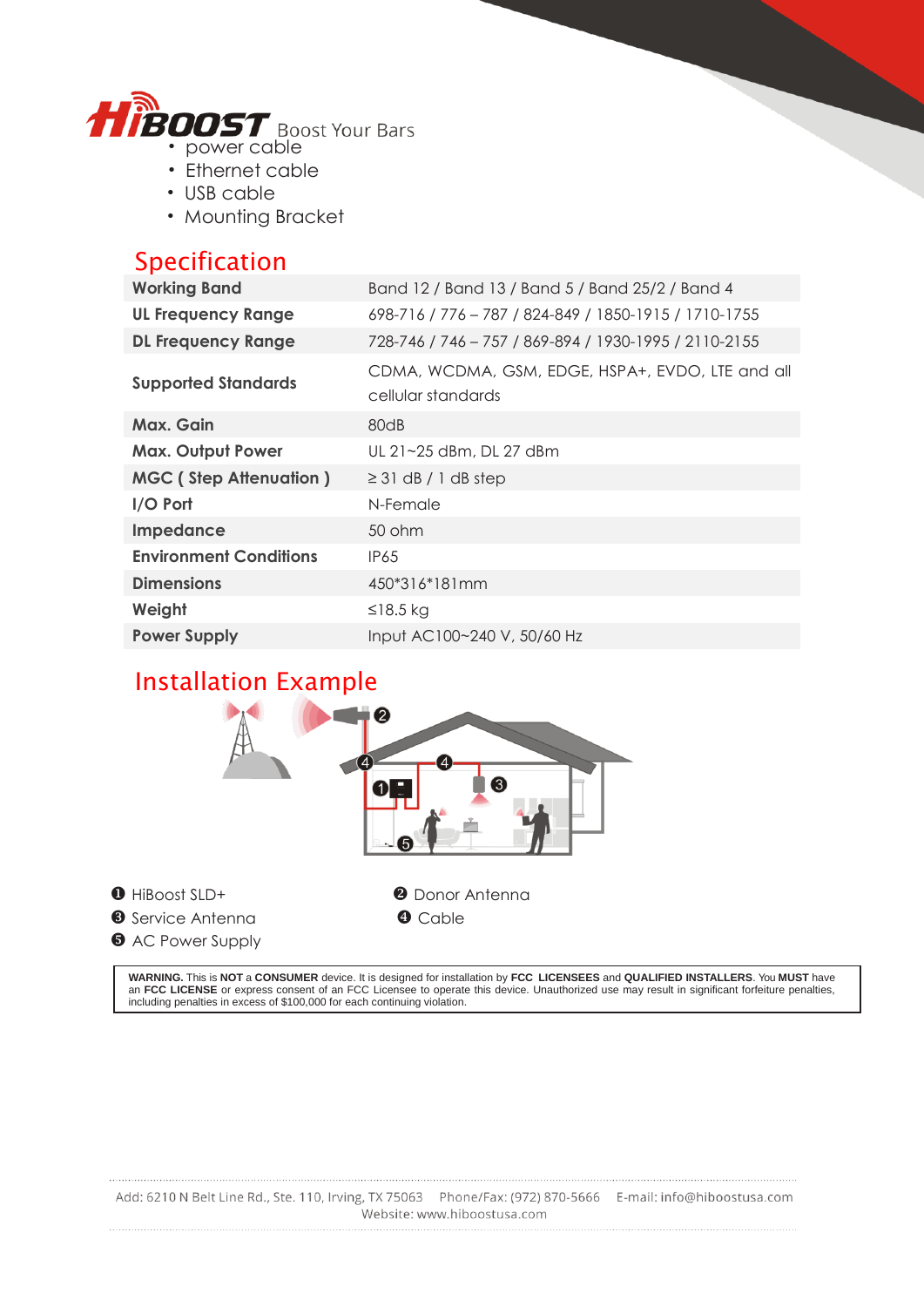HiBOOST Boost Your Bars

- power cable
- Ethernet cable
- USB cable
- Mounting Bracket

## Specification

| | |
|---|---|
| **Working Band** | Band 12 / Band 13 / Band 5 / Band 25/2 / Band 4 |
| **UL Frequency Range** | 698-716 / 776 – 787 / 824-849 / 1850-1915 / 1710-1755 |
| **DL Frequency Range** | 728-746 / 746 – 757 / 869-894 / 1930-1995 / 2110-2155 |
| **Supported Standards** | CDMA, WCDMA, GSM, EDGE, HSPA+, EVDO, LTE and all cellular standards |
| **Max. Gain** | 80dB |
| **Max. Output Power** | UL 21~25 dBm, DL 27 dBm |
| **MGC ( Step Attenuation )** | ≥ 31 dB / 1 dB step |
| **I/O Port** | N-Female |
| **Impedance** | 50 ohm |
| **Environment Conditions** | IP65 |
| **Dimensions** | 450*316*181mm |
| **Weight** | ≤18.5 kg |
| **Power Supply** | Input AC100~240 V, 50/60 Hz |

## Installation Example

1 HiBoost SLD+
2 Donor Antenna
3 Service Antenna
4 Cable
5 AC Power Supply

**WARNING.** This is **NOT** a **CONSUMER** device. It is designed for installation by **FCC LICENSEES** and **QUALIFIED INSTALLERS**. You **MUST** have an **FCC LICENSE** or express consent of an FCC Licensee to operate this device. Unauthorized use may result in significant forfeiture penalties, including penalties in excess of $100,000 for each continuing violation.

Add: 6210 N Belt Line Rd., Ste. 110, Irving, TX 75063 Phone/Fax: (972) 870-5666 E-mail: info@hiboostusa.com
Website: www.hiboostusa.com